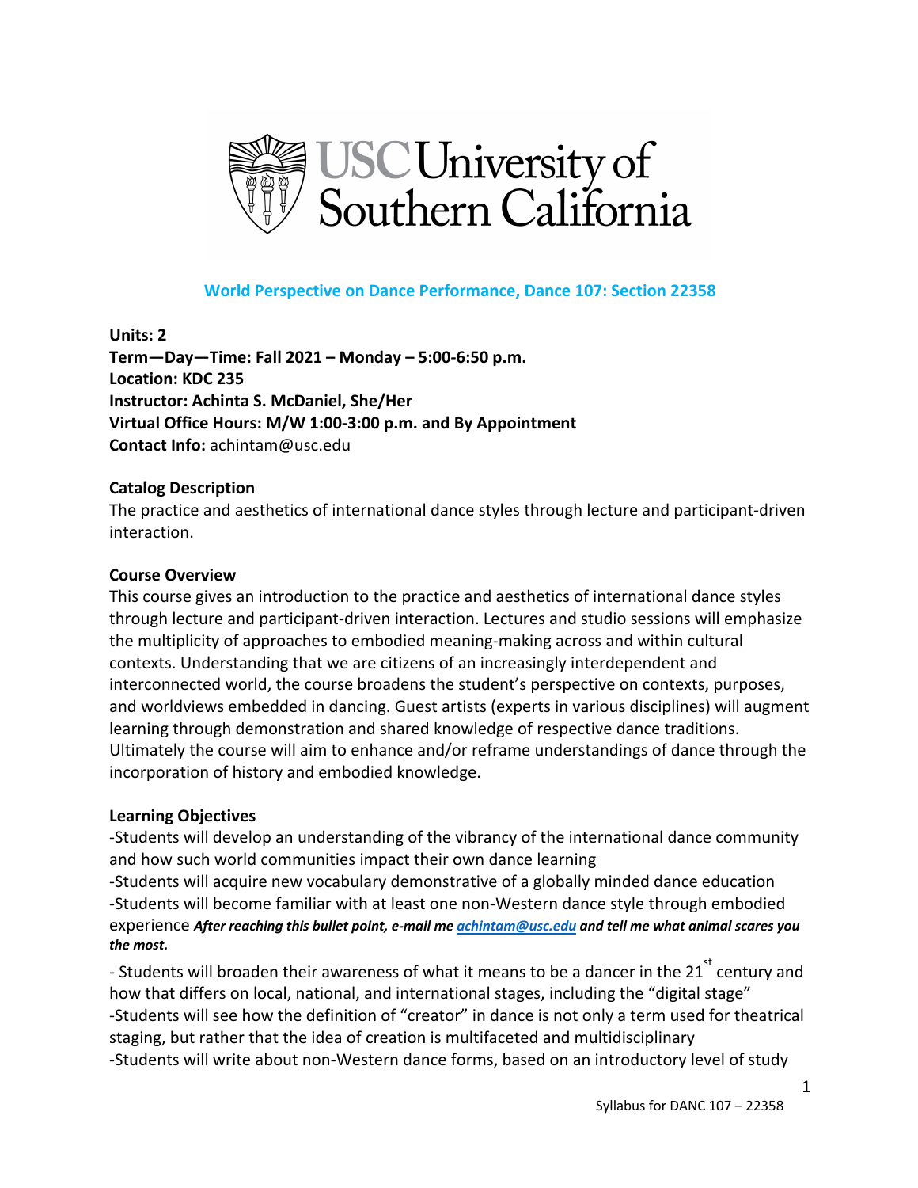**World Perspective on Dance Performance, Dance 107: Section 22358**

**Units: 2**
**Term—Day—Time: Fall 2021 – Monday – 5:00-6:50 p.m.**
**Location: KDC 235**
**Instructor: Achinta S. McDaniel, She/Her**
**Virtual Office Hours: M/W 1:00-3:00 p.m. and By Appointment**
**Contact Info:** achintam@usc.edu

**Catalog Description**

The practice and aesthetics of international dance styles through lecture and participant-driven interaction.

**Course Overview**

This course gives an introduction to the practice and aesthetics of international dance styles through lecture and participant-driven interaction. Lectures and studio sessions will emphasize the multiplicity of approaches to embodied meaning-making across and within cultural contexts. Understanding that we are citizens of an increasingly interdependent and interconnected world, the course broadens the student's perspective on contexts, purposes, and worldviews embedded in dancing. Guest artists (experts in various disciplines) will augment learning through demonstration and shared knowledge of respective dance traditions. Ultimately the course will aim to enhance and/or reframe understandings of dance through the incorporation of history and embodied knowledge.

**Learning Objectives**

-Students will develop an understanding of the vibrancy of the international dance community and how such world communities impact their own dance learning
-Students will acquire new vocabulary demonstrative of a globally minded dance education
-Students will become familiar with at least one non-Western dance style through embodied experience ***After reaching this bullet point, e-mail me [achintam@usc.edu](mailto:achintam@usc.edu) and tell me what animal scares you the most.***
- Students will broaden their awareness of what it means to be a dancer in the 21st century and how that differs on local, national, and international stages, including the "digital stage"
-Students will see how the definition of "creator" in dance is not only a term used for theatrical staging, but rather that the idea of creation is multifaceted and multidisciplinary
-Students will write about non-Western dance forms, based on an introductory level of study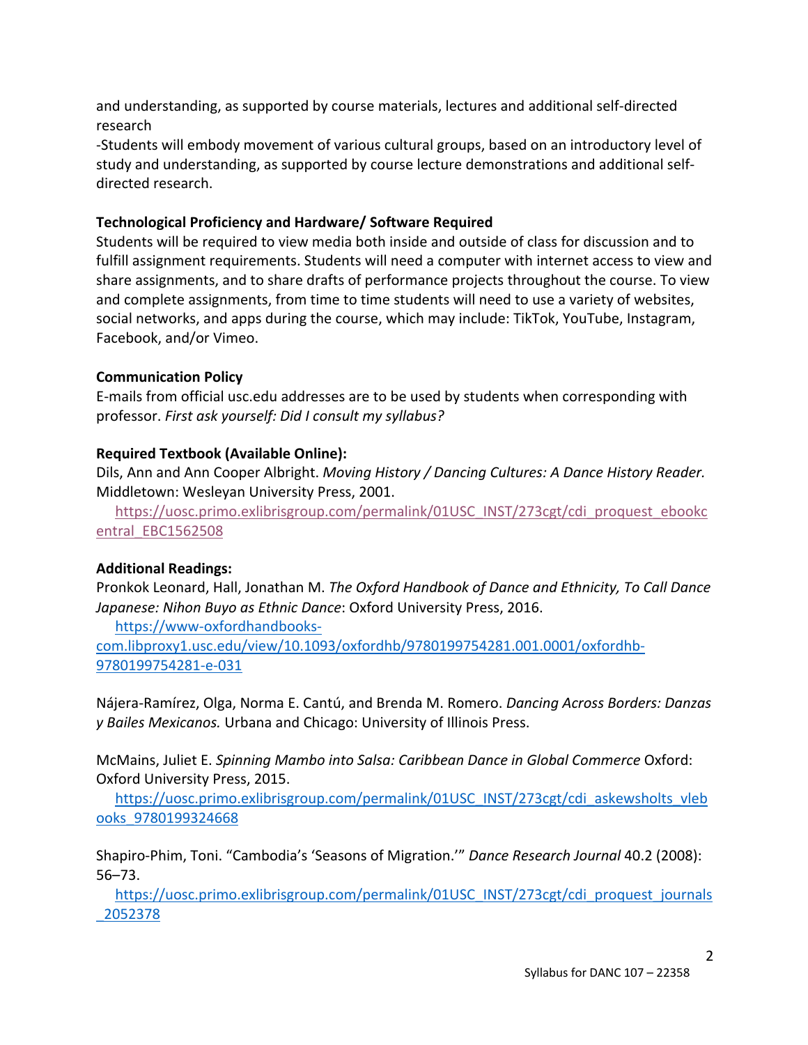and understanding, as supported by course materials, lectures and additional self-directed research

-Students will embody movement of various cultural groups, based on an introductory level of study and understanding, as supported by course lecture demonstrations and additional self-directed research.

**Technological Proficiency and Hardware/ Software Required**

Students will be required to view media both inside and outside of class for discussion and to fulfill assignment requirements. Students will need a computer with internet access to view and share assignments, and to share drafts of performance projects throughout the course. To view and complete assignments, from time to time students will need to use a variety of websites, social networks, and apps during the course, which may include: TikTok, YouTube, Instagram, Facebook, and/or Vimeo.

**Communication Policy**

E-mails from official usc.edu addresses are to be used by students when corresponding with professor. *First ask yourself: Did I consult my syllabus?*

**Required Textbook (Available Online):**

Dils, Ann and Ann Cooper Albright. *Moving History / Dancing Cultures: A Dance History Reader.* Middletown: Wesleyan University Press, 2001.
https://uosc.primo.exlibrisgroup.com/permalink/01USC_INST/273cgt/cdi_proquest_ebookcentral_EBC1562508

**Additional Readings:**

Pronkok Leonard, Hall, Jonathan M. *The Oxford Handbook of Dance and Ethnicity, To Call Dance Japanese: Nihon Buyo as Ethnic Dance*: Oxford University Press, 2016.
https://www-oxfordhandbooks-com.libproxy1.usc.edu/view/10.1093/oxfordhb/9780199754281.001.0001/oxfordhb-9780199754281-e-031

Nájera-Ramírez, Olga, Norma E. Cantú, and Brenda M. Romero. *Dancing Across Borders: Danzas y Bailes Mexicanos.* Urbana and Chicago: University of Illinois Press.

McMains, Juliet E. *Spinning Mambo into Salsa: Caribbean Dance in Global Commerce* Oxford: Oxford University Press, 2015.
https://uosc.primo.exlibrisgroup.com/permalink/01USC_INST/273cgt/cdi_askewsholts_vlebooks_9780199324668

Shapiro-Phim, Toni. "Cambodia's 'Seasons of Migration.'" *Dance Research Journal* 40.2 (2008): 56–73.
https://uosc.primo.exlibrisgroup.com/permalink/01USC_INST/273cgt/cdi_proquest_journals_2052378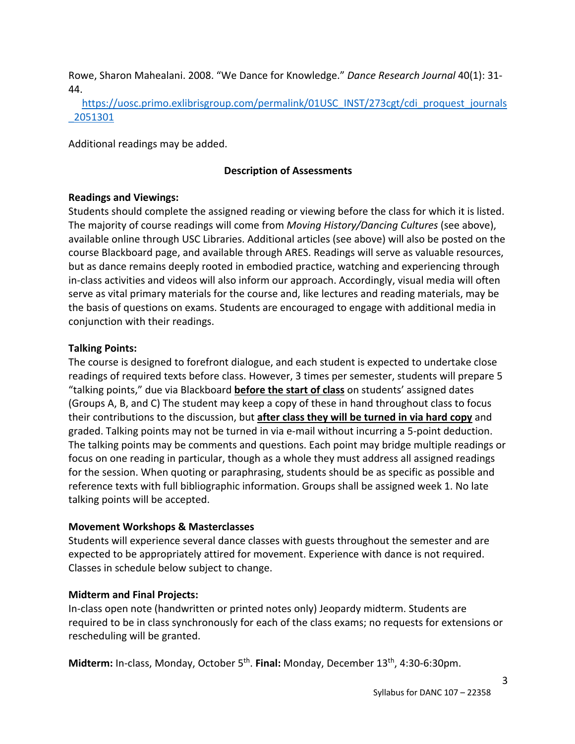Rowe, Sharon Mahealani. 2008. "We Dance for Knowledge." *Dance Research Journal* 40(1): 31-44.
https://uosc.primo.exlibrisgroup.com/permalink/01USC_INST/273cgt/cdi_proquest_journals_2051301

Additional readings may be added.

## Description of Assessments

**Readings and Viewings:**
Students should complete the assigned reading or viewing before the class for which it is listed. The majority of course readings will come from *Moving History/Dancing Cultures* (see above), available online through USC Libraries. Additional articles (see above) will also be posted on the course Blackboard page, and available through ARES. Readings will serve as valuable resources, but as dance remains deeply rooted in embodied practice, watching and experiencing through in-class activities and videos will also inform our approach. Accordingly, visual media will often serve as vital primary materials for the course and, like lectures and reading materials, may be the basis of questions on exams. Students are encouraged to engage with additional media in conjunction with their readings.

**Talking Points:**
The course is designed to forefront dialogue, and each student is expected to undertake close readings of required texts before class. However, 3 times per semester, students will prepare 5 "talking points," due via Blackboard **before the start of class** on students' assigned dates (Groups A, B, and C) The student may keep a copy of these in hand throughout class to focus their contributions to the discussion, but **after class they will be turned in via hard copy** and graded. Talking points may not be turned in via e-mail without incurring a 5-point deduction. The talking points may be comments and questions. Each point may bridge multiple readings or focus on one reading in particular, though as a whole they must address all assigned readings for the session. When quoting or paraphrasing, students should be as specific as possible and reference texts with full bibliographic information. Groups shall be assigned week 1. No late talking points will be accepted.

**Movement Workshops & Masterclasses**
Students will experience several dance classes with guests throughout the semester and are expected to be appropriately attired for movement. Experience with dance is not required. Classes in schedule below subject to change.

**Midterm and Final Projects:**
In-class open note (handwritten or printed notes only) Jeopardy midterm. Students are required to be in class synchronously for each of the class exams; no requests for extensions or rescheduling will be granted.

**Midterm:** In-class, Monday, October 5th. **Final:** Monday, December 13th, 4:30-6:30pm.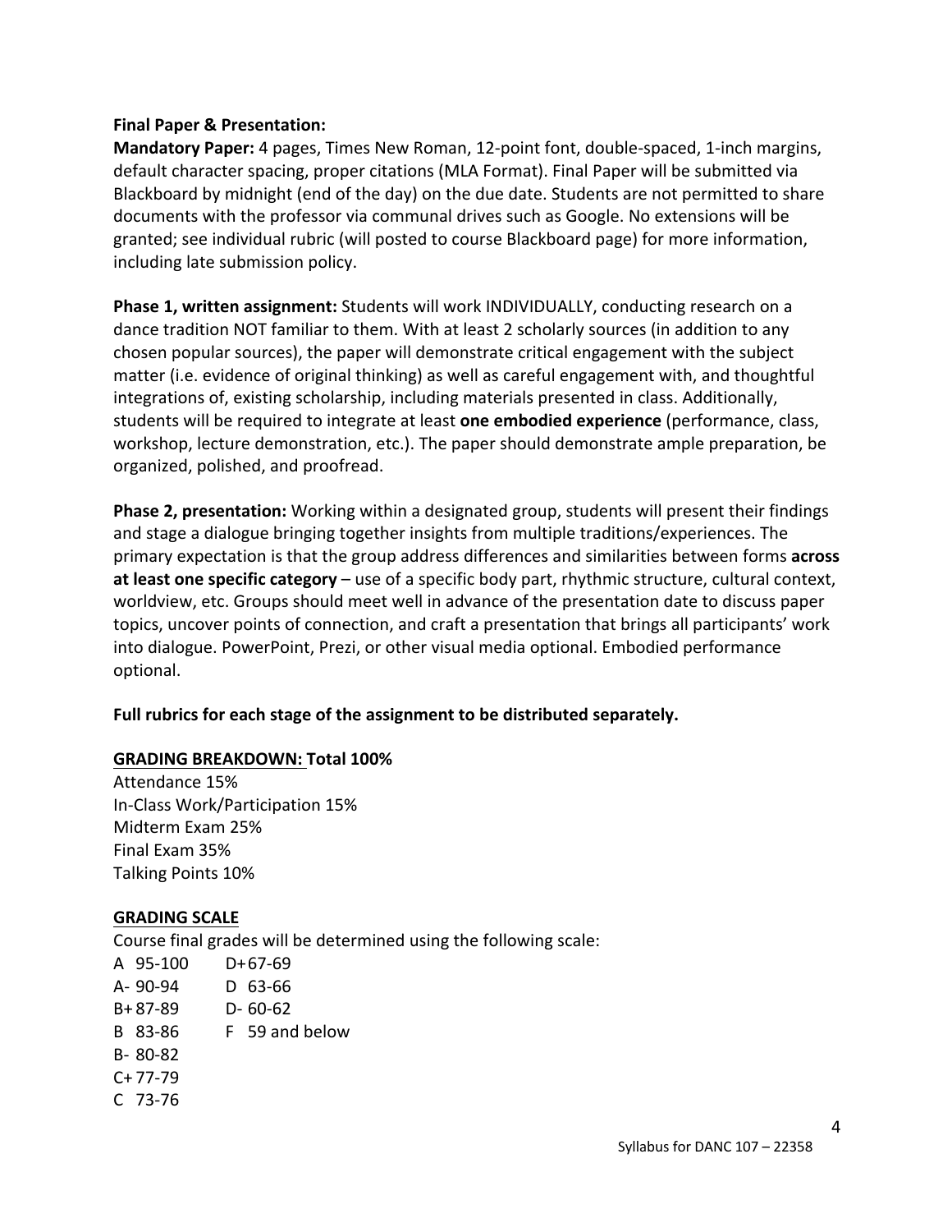**Final Paper & Presentation:**

**Mandatory Paper:** 4 pages, Times New Roman, 12-point font, double-spaced, 1-inch margins, default character spacing, proper citations (MLA Format). Final Paper will be submitted via Blackboard by midnight (end of the day) on the due date. Students are not permitted to share documents with the professor via communal drives such as Google. No extensions will be granted; see individual rubric (will posted to course Blackboard page) for more information, including late submission policy.

**Phase 1, written assignment:** Students will work INDIVIDUALLY, conducting research on a dance tradition NOT familiar to them. With at least 2 scholarly sources (in addition to any chosen popular sources), the paper will demonstrate critical engagement with the subject matter (i.e. evidence of original thinking) as well as careful engagement with, and thoughtful integrations of, existing scholarship, including materials presented in class. Additionally, students will be required to integrate at least **one embodied experience** (performance, class, workshop, lecture demonstration, etc.). The paper should demonstrate ample preparation, be organized, polished, and proofread.

**Phase 2, presentation:** Working within a designated group, students will present their findings and stage a dialogue bringing together insights from multiple traditions/experiences. The primary expectation is that the group address differences and similarities between forms **across at least one specific category** – use of a specific body part, rhythmic structure, cultural context, worldview, etc. Groups should meet well in advance of the presentation date to discuss paper topics, uncover points of connection, and craft a presentation that brings all participants' work into dialogue. PowerPoint, Prezi, or other visual media optional. Embodied performance optional.

**Full rubrics for each stage of the assignment to be distributed separately.**

**GRADING BREAKDOWN: Total 100%**

Attendance 15%
In-Class Work/Participation 15%
Midterm Exam 25%
Final Exam 35%
Talking Points 10%

**GRADING SCALE**

Course final grades will be determined using the following scale:

| | |
|---|---|
| A 95-100 | D+ 67-69 |
| A- 90-94 | D 63-66 |
| B+ 87-89 | D- 60-62 |
| B 83-86 | F 59 and below |
| B- 80-82 | |
| C+ 77-79 | |
| C 73-76 | |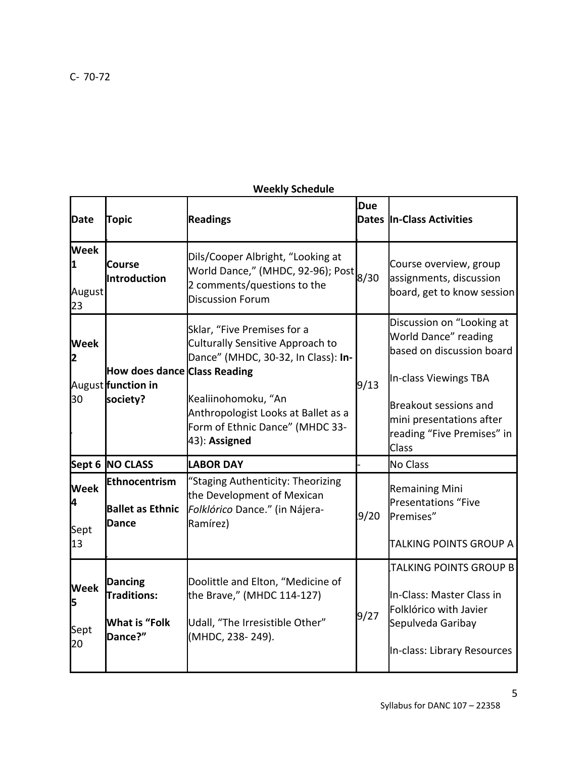C- 70-72

**Weekly Schedule**

| Date | Topic | Readings | Due Dates | In-Class Activities |
|---|---|---|---|---|
| **Week 1** August 23 | **Course Introduction** | Dils/Cooper Albright, "Looking at World Dance," (MHDC, 92-96); Post 2 comments/questions to the Discussion Forum | 8/30 | Course overview, group assignments, discussion board, get to know session |
| **Week 2** August 30 | **How does dance function in society?** | Sklar, "Five Premises for a Culturally Sensitive Approach to Dance" (MHDC, 30-32, In Class): **In-Class Reading** Kealiinohomoku, "An Anthropologist Looks at Ballet as a Form of Ethnic Dance" (MHDC 33-43): **Assigned** | 9/13 | Discussion on "Looking at World Dance" reading based on discussion board In-class Viewings TBA Breakout sessions and mini presentations after reading "Five Premises" in Class |
| **Sept 6** | **NO CLASS** | **LABOR DAY** | - | No Class |
| **Week 4** Sept 13 | **Ethnocentrism** **Ballet as Ethnic Dance** | "Staging Authenticity: Theorizing the Development of Mexican *Folklórico* Dance." (in Nájera-Ramírez) | 9/20 | Remaining Mini Presentations "Five Premises" TALKING POINTS GROUP A |
| **Week 5** Sept 20 | **Dancing Traditions:** **What is "Folk Dance?"** | Doolittle and Elton, "Medicine of the Brave," (MHDC 114-127) Udall, "The Irresistible Other" (MHDC, 238- 249). | 9/27 | TALKING POINTS GROUP B In-Class: Master Class in Folklórico with Javier Sepulveda Garibay In-class: Library Resources |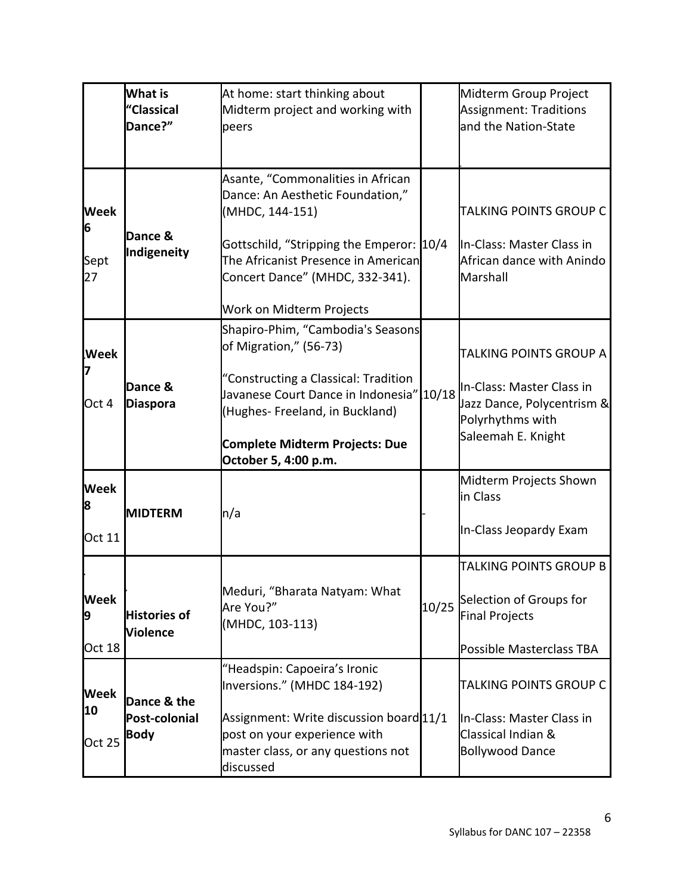| | | | | |
|---|---|---|---|---|
| | What is "Classical Dance?" | At home: start thinking about Midterm project and working with peers | | Midterm Group Project Assignment: Traditions and the Nation-State |
| **Week 6** Sept 27 | Dance & Indigeneity | Asante, "Commonalities in African Dance: An Aesthetic Foundation," (MHDC, 144-151)<br><br>Gottschild, "Stripping the Emperor: The Africanist Presence in American Concert Dance" (MHDC, 332-341).<br><br>Work on Midterm Projects | 10/4 | TALKING POINTS GROUP C<br><br>In-Class: Master Class in African dance with Anindo Marshall |
| **Week 7** Oct 4 | **Dance & Diaspora** | Shapiro-Phim, "Cambodia's Seasons of Migration," (56-73)<br><br>"Constructing a Classical: Tradition Javanese Court Dance in Indonesia" (Hughes- Freeland, in Buckland)<br><br>**Complete Midterm Projects: Due October 5, 4:00 p.m.** | 10/18 | TALKING POINTS GROUP A<br><br>In-Class: Master Class in Jazz Dance, Polycentrism & Polyrhythms with Saleemah E. Knight |
| **Week 8** Oct 11 | **MIDTERM** | n/a | - | Midterm Projects Shown in Class<br><br>In-Class Jeopardy Exam |
| **Week 9** Oct 18 | **Histories of Violence** | Meduri, "Bharata Natyam: What Are You?" (MHDC, 103-113) | 10/25 | TALKING POINTS GROUP B<br><br>Selection of Groups for Final Projects<br><br>Possible Masterclass TBA |
| **Week 10** Oct 25 | **Dance & the Post-colonial Body** | "Headspin: Capoeira's Ironic Inversions." (MHDC 184-192)<br><br>Assignment: Write discussion board post on your experience with master class, or any questions not discussed | 11/1 | TALKING POINTS GROUP C<br><br>In-Class: Master Class in Classical Indian & Bollywood Dance |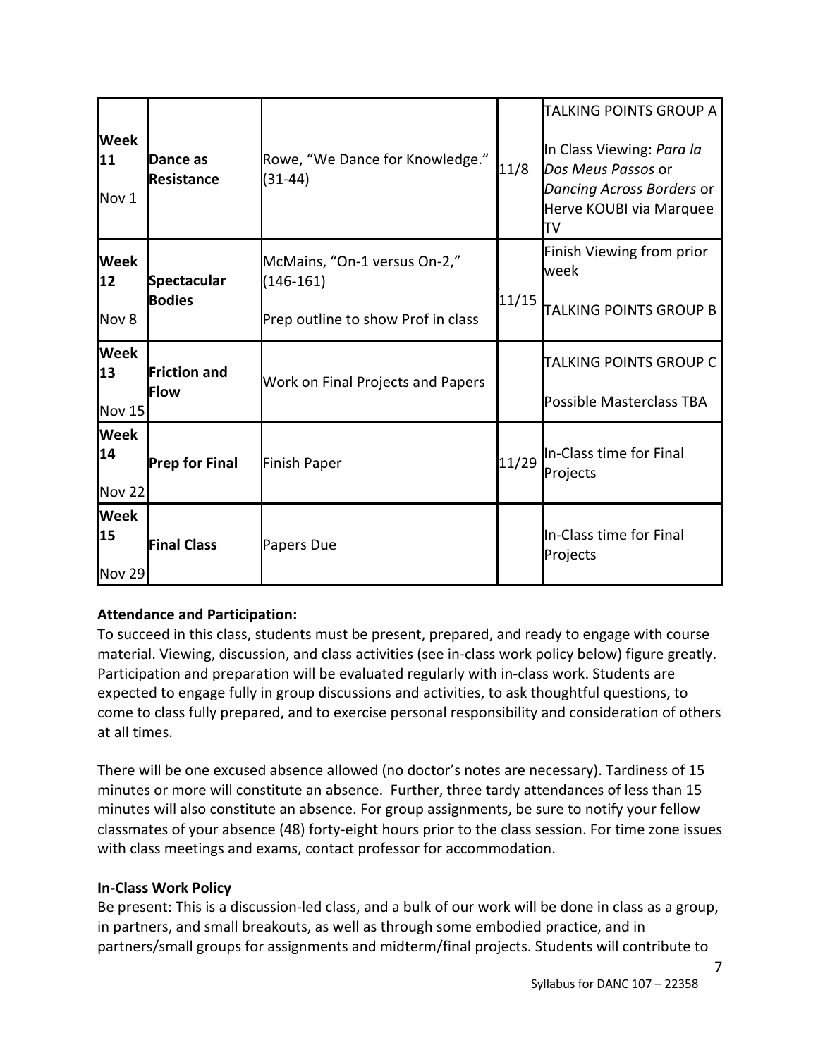| | | | | |
|---|---|---|---|---|
| **Week 11** Nov 1 | **Dance as Resistance** | Rowe, "We Dance for Knowledge." (31-44) | 11/8 | TALKING POINTS GROUP A<br><br>In Class Viewing: *Para la Dos Meus Passos* or *Dancing Across Borders* or Herve KOUBI via Marquee TV |
| **Week 12** Nov 8 | **Spectacular Bodies** | McMains, "On-1 versus On-2," (146-161)<br><br>Prep outline to show Prof in class | 11/15 | Finish Viewing from prior week<br><br>TALKING POINTS GROUP B |
| **Week 13** Nov 15 | **Friction and Flow** | Work on Final Projects and Papers | | TALKING POINTS GROUP C<br><br>Possible Masterclass TBA |
| **Week 14** Nov 22 | **Prep for Final** | Finish Paper | 11/29 | In-Class time for Final Projects |
| **Week 15** Nov 29 | **Final Class** | Papers Due | | In-Class time for Final Projects |

**Attendance and Participation:**

To succeed in this class, students must be present, prepared, and ready to engage with course material. Viewing, discussion, and class activities (see in-class work policy below) figure greatly. Participation and preparation will be evaluated regularly with in-class work. Students are expected to engage fully in group discussions and activities, to ask thoughtful questions, to come to class fully prepared, and to exercise personal responsibility and consideration of others at all times.

There will be one excused absence allowed (no doctor's notes are necessary). Tardiness of 15 minutes or more will constitute an absence. Further, three tardy attendances of less than 15 minutes will also constitute an absence. For group assignments, be sure to notify your fellow classmates of your absence (48) forty-eight hours prior to the class session. For time zone issues with class meetings and exams, contact professor for accommodation.

**In-Class Work Policy**

Be present: This is a discussion-led class, and a bulk of our work will be done in class as a group, in partners, and small breakouts, as well as through some embodied practice, and in partners/small groups for assignments and midterm/final projects. Students will contribute to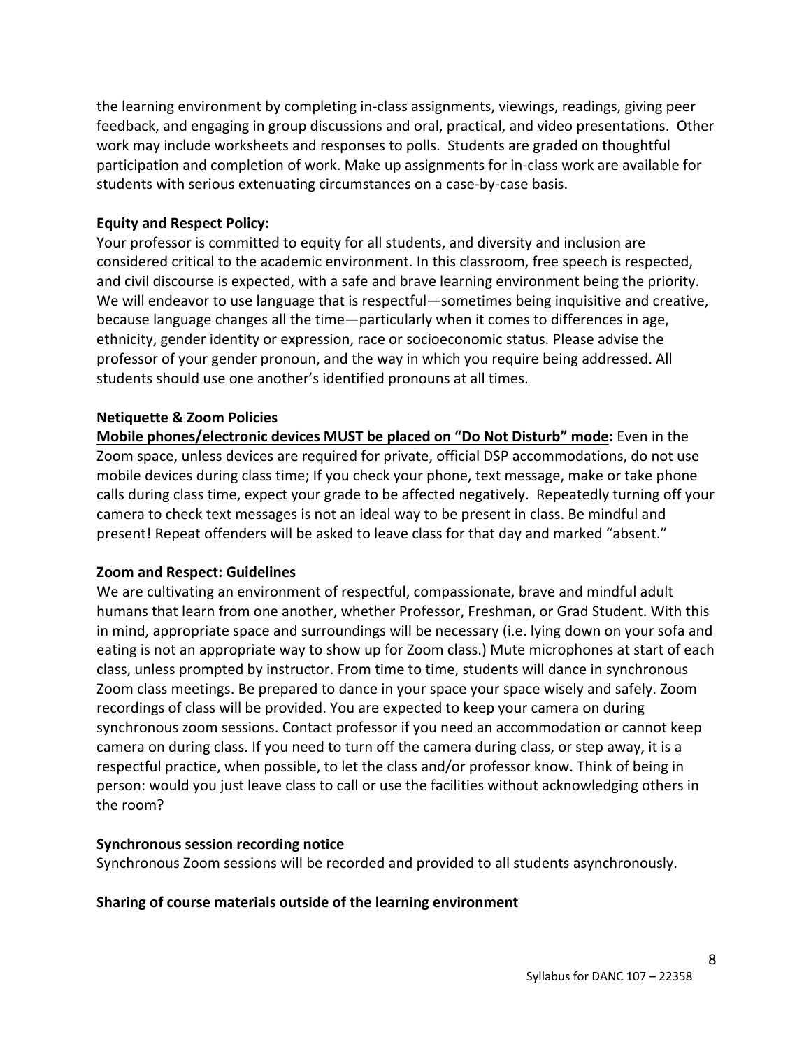the learning environment by completing in-class assignments, viewings, readings, giving peer feedback, and engaging in group discussions and oral, practical, and video presentations. Other work may include worksheets and responses to polls. Students are graded on thoughtful participation and completion of work. Make up assignments for in-class work are available for students with serious extenuating circumstances on a case-by-case basis.

**Equity and Respect Policy:**

Your professor is committed to equity for all students, and diversity and inclusion are considered critical to the academic environment. In this classroom, free speech is respected, and civil discourse is expected, with a safe and brave learning environment being the priority. We will endeavor to use language that is respectful—sometimes being inquisitive and creative, because language changes all the time—particularly when it comes to differences in age, ethnicity, gender identity or expression, race or socioeconomic status. Please advise the professor of your gender pronoun, and the way in which you require being addressed. All students should use one another's identified pronouns at all times.

**Netiquette & Zoom Policies**

**Mobile phones/electronic devices MUST be placed on "Do Not Disturb" mode:** Even in the Zoom space, unless devices are required for private, official DSP accommodations, do not use mobile devices during class time; If you check your phone, text message, make or take phone calls during class time, expect your grade to be affected negatively. Repeatedly turning off your camera to check text messages is not an ideal way to be present in class. Be mindful and present! Repeat offenders will be asked to leave class for that day and marked "absent."

**Zoom and Respect: Guidelines**

We are cultivating an environment of respectful, compassionate, brave and mindful adult humans that learn from one another, whether Professor, Freshman, or Grad Student. With this in mind, appropriate space and surroundings will be necessary (i.e. lying down on your sofa and eating is not an appropriate way to show up for Zoom class.) Mute microphones at start of each class, unless prompted by instructor. From time to time, students will dance in synchronous Zoom class meetings. Be prepared to dance in your space your space wisely and safely. Zoom recordings of class will be provided. You are expected to keep your camera on during synchronous zoom sessions. Contact professor if you need an accommodation or cannot keep camera on during class. If you need to turn off the camera during class, or step away, it is a respectful practice, when possible, to let the class and/or professor know. Think of being in person: would you just leave class to call or use the facilities without acknowledging others in the room?

**Synchronous session recording notice**

Synchronous Zoom sessions will be recorded and provided to all students asynchronously.

**Sharing of course materials outside of the learning environment**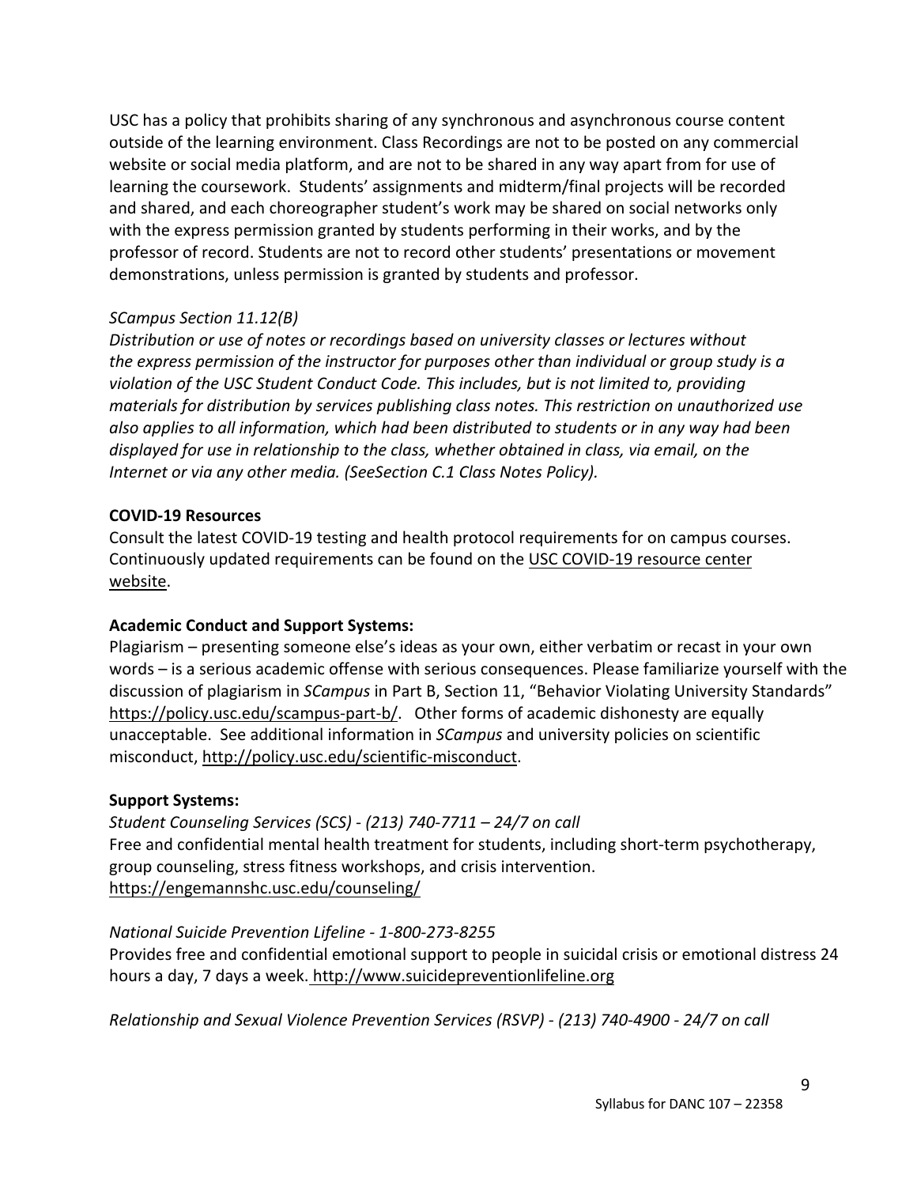USC has a policy that prohibits sharing of any synchronous and asynchronous course content outside of the learning environment. Class Recordings are not to be posted on any commercial website or social media platform, and are not to be shared in any way apart from for use of learning the coursework. Students' assignments and midterm/final projects will be recorded and shared, and each choreographer student's work may be shared on social networks only with the express permission granted by students performing in their works, and by the professor of record. Students are not to record other students' presentations or movement demonstrations, unless permission is granted by students and professor.

*SCampus Section 11.12(B)*
*Distribution or use of notes or recordings based on university classes or lectures without the express permission of the instructor for purposes other than individual or group study is a violation of the USC Student Conduct Code. This includes, but is not limited to, providing materials for distribution by services publishing class notes. This restriction on unauthorized use also applies to all information, which had been distributed to students or in any way had been displayed for use in relationship to the class, whether obtained in class, via email, on the Internet or via any other media. (SeeSection C.1 Class Notes Policy).*

**COVID-19 Resources**
Consult the latest COVID-19 testing and health protocol requirements for on campus courses. Continuously updated requirements can be found on the USC COVID-19 resource center website.

**Academic Conduct and Support Systems:**
Plagiarism – presenting someone else's ideas as your own, either verbatim or recast in your own words – is a serious academic offense with serious consequences. Please familiarize yourself with the discussion of plagiarism in *SCampus* in Part B, Section 11, "Behavior Violating University Standards" https://policy.usc.edu/scampus-part-b/. Other forms of academic dishonesty are equally unacceptable. See additional information in *SCampus* and university policies on scientific misconduct, http://policy.usc.edu/scientific-misconduct.

**Support Systems:**
*Student Counseling Services (SCS) - (213) 740-7711 – 24/7 on call*
Free and confidential mental health treatment for students, including short-term psychotherapy, group counseling, stress fitness workshops, and crisis intervention.
https://engemannshc.usc.edu/counseling/

*National Suicide Prevention Lifeline - 1-800-273-8255*
Provides free and confidential emotional support to people in suicidal crisis or emotional distress 24 hours a day, 7 days a week. http://www.suicidepreventionlifeline.org

*Relationship and Sexual Violence Prevention Services (RSVP) - (213) 740-4900 - 24/7 on call*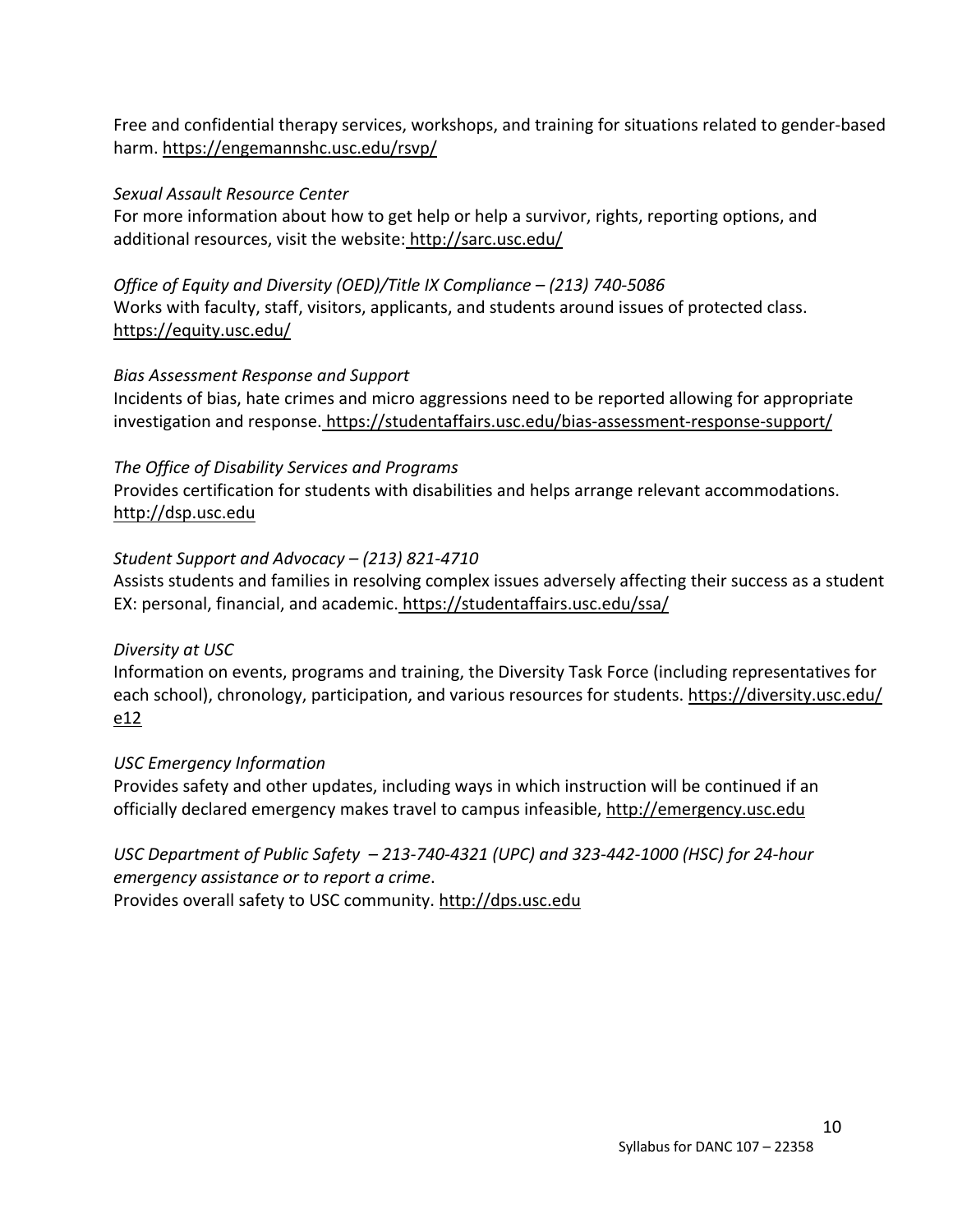Free and confidential therapy services, workshops, and training for situations related to gender-based harm. https://engemannshc.usc.edu/rsvp/

*Sexual Assault Resource Center*
For more information about how to get help or help a survivor, rights, reporting options, and additional resources, visit the website: http://sarc.usc.edu/

*Office of Equity and Diversity (OED)/Title IX Compliance – (213) 740-5086*
Works with faculty, staff, visitors, applicants, and students around issues of protected class. https://equity.usc.edu/

*Bias Assessment Response and Support*
Incidents of bias, hate crimes and micro aggressions need to be reported allowing for appropriate investigation and response. https://studentaffairs.usc.edu/bias-assessment-response-support/

*The Office of Disability Services and Programs*
Provides certification for students with disabilities and helps arrange relevant accommodations. http://dsp.usc.edu

*Student Support and Advocacy – (213) 821-4710*
Assists students and families in resolving complex issues adversely affecting their success as a student EX: personal, financial, and academic. https://studentaffairs.usc.edu/ssa/

*Diversity at USC*
Information on events, programs and training, the Diversity Task Force (including representatives for each school), chronology, participation, and various resources for students. https://diversity.usc.edu/e12

*USC Emergency Information*
Provides safety and other updates, including ways in which instruction will be continued if an officially declared emergency makes travel to campus infeasible, http://emergency.usc.edu

*USC Department of Public Safety – 213-740-4321 (UPC) and 323-442-1000 (HSC) for 24-hour emergency assistance or to report a crime.*
Provides overall safety to USC community. http://dps.usc.edu